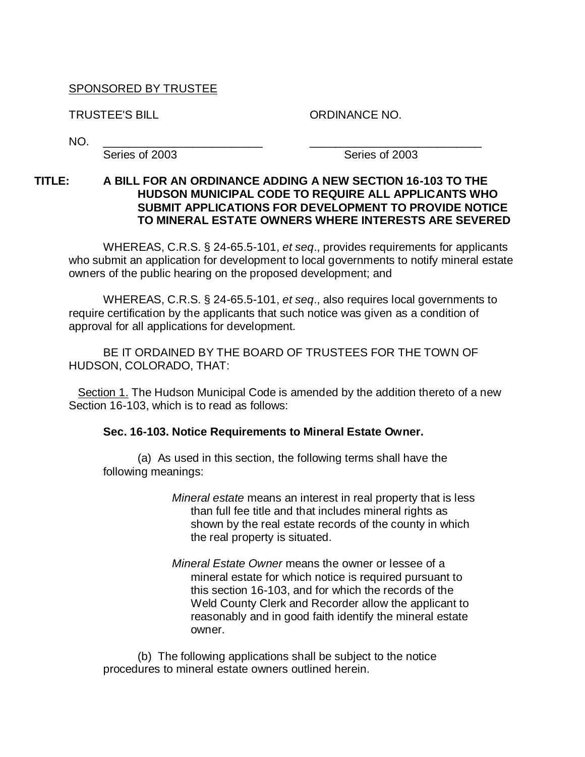<u>SPONSORED BY TRUSTEE</u>

TRUSTEE'S BILL ORDINANCE NO.

NO. \_\_\_\_\_\_\_\_\_\_\_\_\_\_\_\_\_\_\_\_\_\_\_\_\_ \_\_\_\_\_\_\_\_\_\_\_\_\_\_\_\_\_\_\_\_\_\_\_\_\_\_\_
Series of 2003 Series of 2003

**TITLE: A BILL FOR AN ORDINANCE ADDING A NEW SECTION 16-103 TO THE HUDSON MUNICIPAL CODE TO REQUIRE ALL APPLICANTS WHO SUBMIT APPLICATIONS FOR DEVELOPMENT TO PROVIDE NOTICE TO MINERAL ESTATE OWNERS WHERE INTERESTS ARE SEVERED**

WHEREAS, C.R.S. § 24-65.5-101, *et seq*., provides requirements for applicants who submit an application for development to local governments to notify mineral estate owners of the public hearing on the proposed development; and

WHEREAS, C.R.S. § 24-65.5-101, *et seq*., also requires local governments to require certification by the applicants that such notice was given as a condition of approval for all applications for development.

BE IT ORDAINED BY THE BOARD OF TRUSTEES FOR THE TOWN OF HUDSON, COLORADO, THAT:

<u>Section 1.</u> The Hudson Municipal Code is amended by the addition thereto of a new Section 16-103, which is to read as follows:

**Sec. 16-103. Notice Requirements to Mineral Estate Owner.**

(a) As used in this section, the following terms shall have the following meanings:

*Mineral estate* means an interest in real property that is less than full fee title and that includes mineral rights as shown by the real estate records of the county in which the real property is situated.

*Mineral Estate Owner* means the owner or lessee of a mineral estate for which notice is required pursuant to this section 16-103, and for which the records of the Weld County Clerk and Recorder allow the applicant to reasonably and in good faith identify the mineral estate owner.

(b) The following applications shall be subject to the notice procedures to mineral estate owners outlined herein.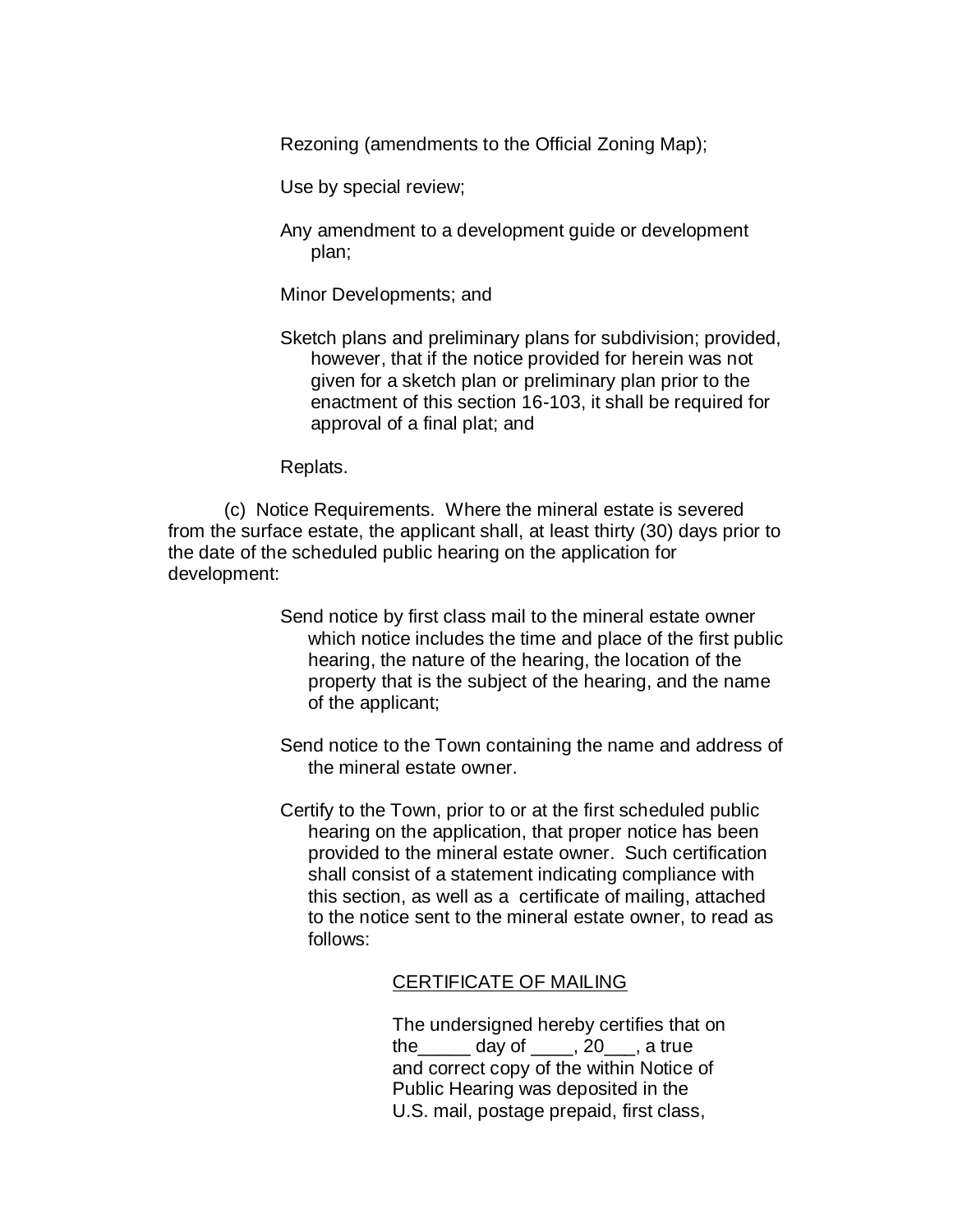Rezoning (amendments to the Official Zoning Map);

Use by special review;

Any amendment to a development guide or development plan;

Minor Developments; and

Sketch plans and preliminary plans for subdivision; provided, however, that if the notice provided for herein was not given for a sketch plan or preliminary plan prior to the enactment of this section 16-103, it shall be required for approval of a final plat; and

Replats.

(c) Notice Requirements. Where the mineral estate is severed from the surface estate, the applicant shall, at least thirty (30) days prior to the date of the scheduled public hearing on the application for development:

Send notice by first class mail to the mineral estate owner which notice includes the time and place of the first public hearing, the nature of the hearing, the location of the property that is the subject of the hearing, and the name of the applicant;

Send notice to the Town containing the name and address of the mineral estate owner.

Certify to the Town, prior to or at the first scheduled public hearing on the application, that proper notice has been provided to the mineral estate owner. Such certification shall consist of a statement indicating compliance with this section, as well as a certificate of mailing, attached to the notice sent to the mineral estate owner, to read as follows:

CERTIFICATE OF MAILING

The undersigned hereby certifies that on the_____ day of ____, 20___, a true and correct copy of the within Notice of Public Hearing was deposited in the U.S. mail, postage prepaid, first class,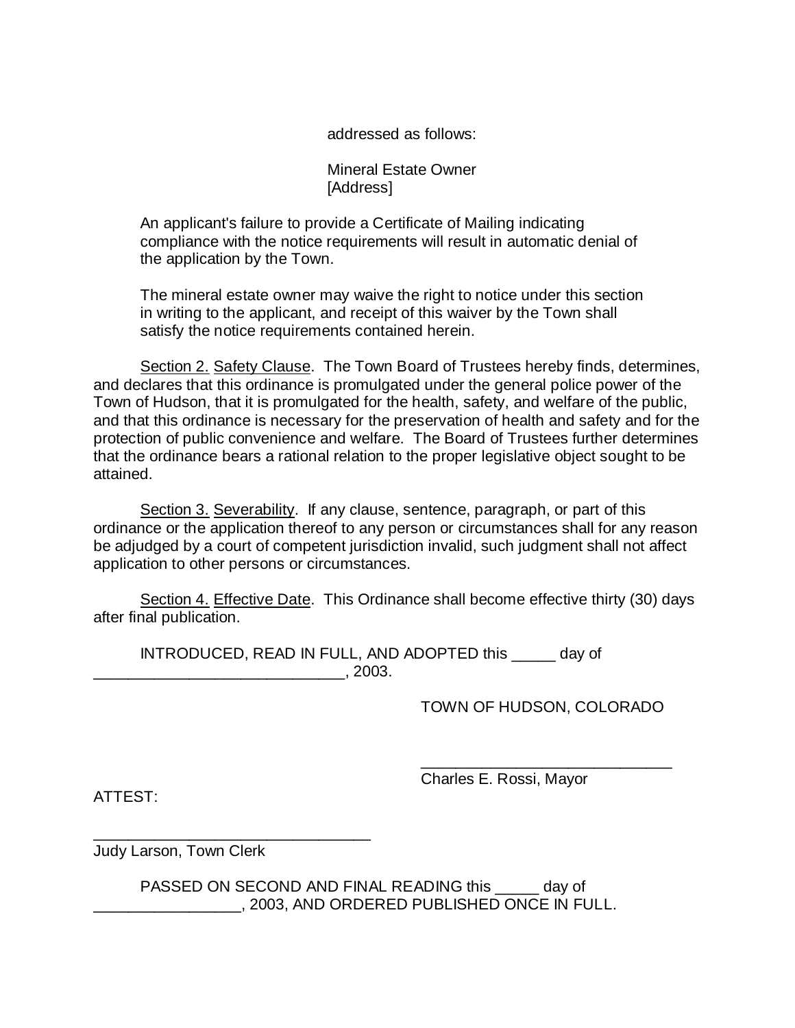addressed as follows:

Mineral Estate Owner
[Address]

An applicant's failure to provide a Certificate of Mailing indicating compliance with the notice requirements will result in automatic denial of the application by the Town.

The mineral estate owner may waive the right to notice under this section in writing to the applicant, and receipt of this waiver by the Town shall satisfy the notice requirements contained herein.

Section 2. Safety Clause. The Town Board of Trustees hereby finds, determines, and declares that this ordinance is promulgated under the general police power of the Town of Hudson, that it is promulgated for the health, safety, and welfare of the public, and that this ordinance is necessary for the preservation of health and safety and for the protection of public convenience and welfare. The Board of Trustees further determines that the ordinance bears a rational relation to the proper legislative object sought to be attained.

Section 3. Severability. If any clause, sentence, paragraph, or part of this ordinance or the application thereof to any person or circumstances shall for any reason be adjudged by a court of competent jurisdiction invalid, such judgment shall not affect application to other persons or circumstances.

Section 4. Effective Date. This Ordinance shall become effective thirty (30) days after final publication.

INTRODUCED, READ IN FULL, AND ADOPTED this _____ day of ______________________________, 2003.

TOWN OF HUDSON, COLORADO

______________________________
Charles E. Rossi, Mayor

ATTEST:

_________________________________
Judy Larson, Town Clerk

PASSED ON SECOND AND FINAL READING this _____ day of _________________, 2003, AND ORDERED PUBLISHED ONCE IN FULL.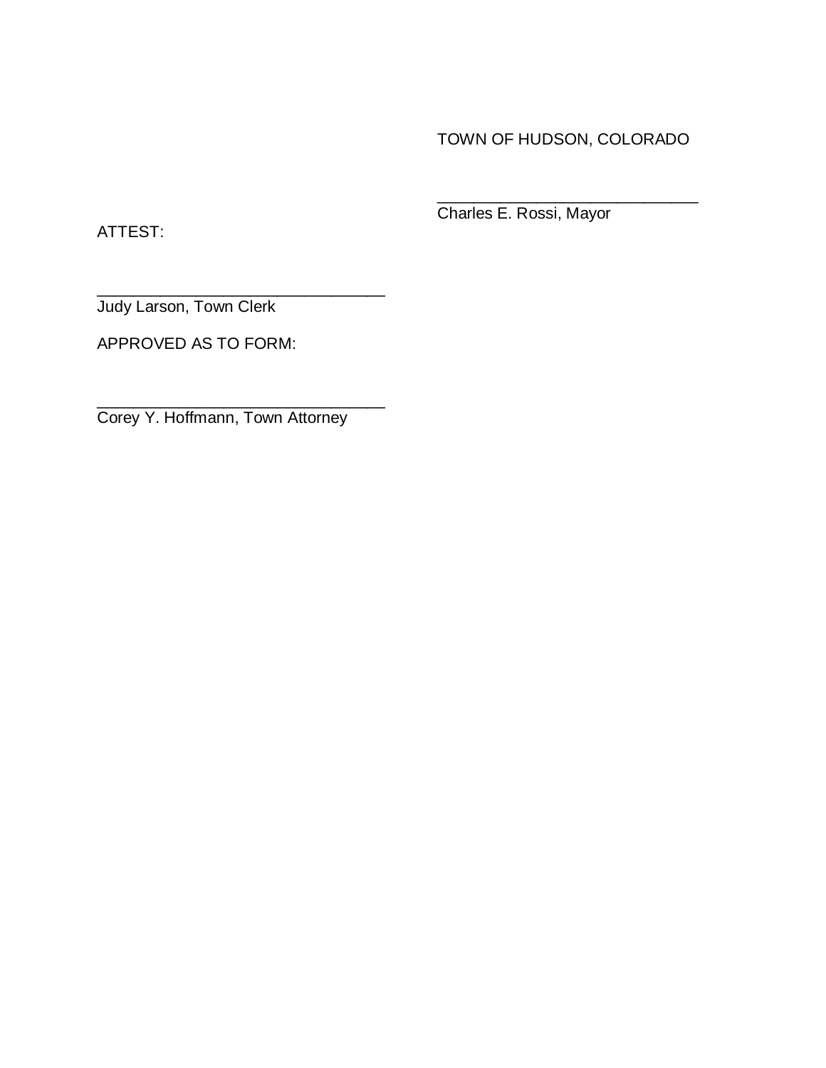TOWN OF HUDSON, COLORADO

______________________________
Charles E. Rossi, Mayor

ATTEST:

_________________________________
Judy Larson, Town Clerk

APPROVED AS TO FORM:

_________________________________
Corey Y. Hoffmann, Town Attorney